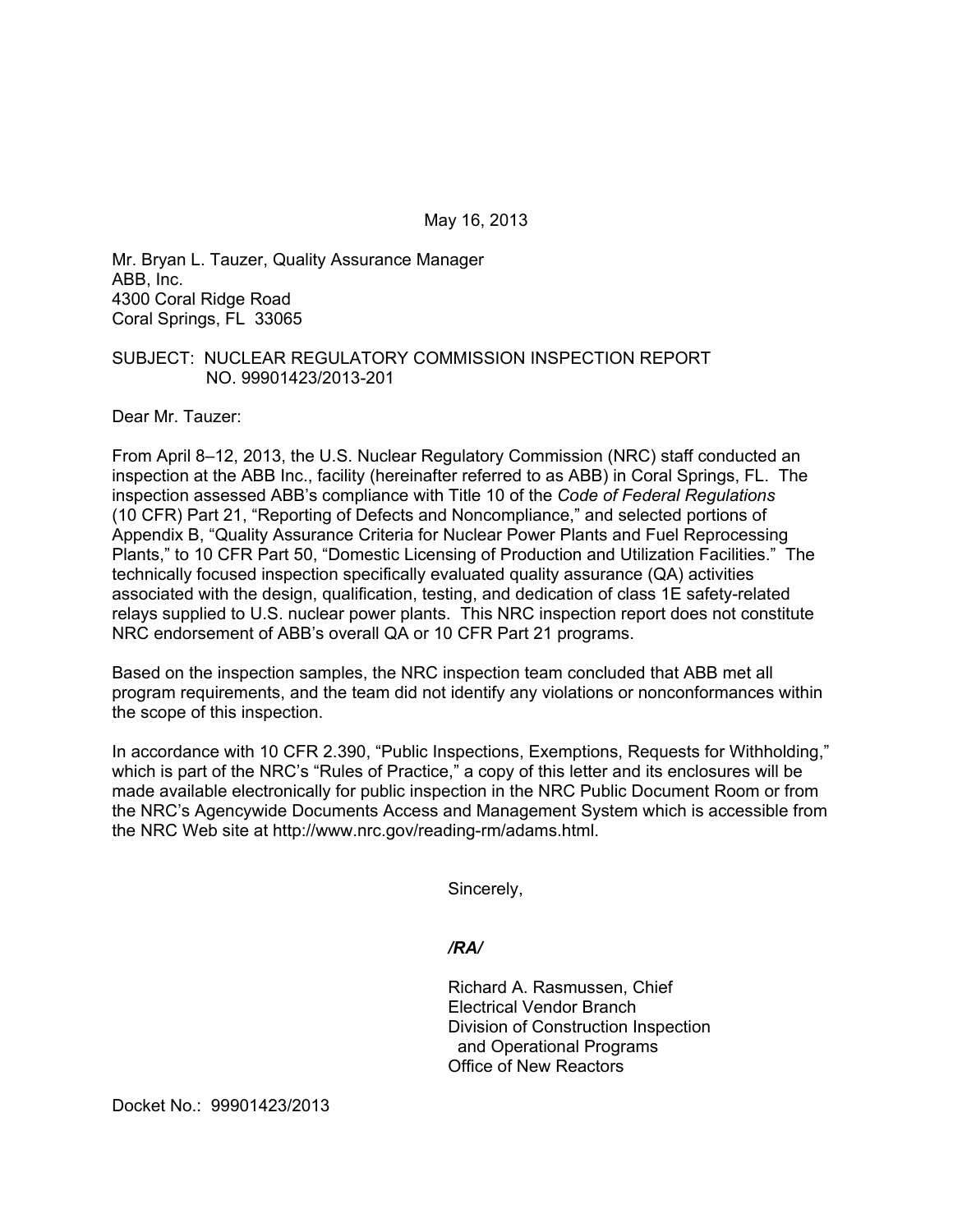May 16, 2013

Mr. Bryan L. Tauzer, Quality Assurance Manager
ABB, Inc.
4300 Coral Ridge Road
Coral Springs, FL 33065

SUBJECT: NUCLEAR REGULATORY COMMISSION INSPECTION REPORT NO. 99901423/2013-201

Dear Mr. Tauzer:

From April 8–12, 2013, the U.S. Nuclear Regulatory Commission (NRC) staff conducted an inspection at the ABB Inc., facility (hereinafter referred to as ABB) in Coral Springs, FL. The inspection assessed ABB's compliance with Title 10 of the *Code of Federal Regulations* (10 CFR) Part 21, "Reporting of Defects and Noncompliance," and selected portions of Appendix B, "Quality Assurance Criteria for Nuclear Power Plants and Fuel Reprocessing Plants," to 10 CFR Part 50, "Domestic Licensing of Production and Utilization Facilities." The technically focused inspection specifically evaluated quality assurance (QA) activities associated with the design, qualification, testing, and dedication of class 1E safety-related relays supplied to U.S. nuclear power plants. This NRC inspection report does not constitute NRC endorsement of ABB's overall QA or 10 CFR Part 21 programs.

Based on the inspection samples, the NRC inspection team concluded that ABB met all program requirements, and the team did not identify any violations or nonconformances within the scope of this inspection.

In accordance with 10 CFR 2.390, "Public Inspections, Exemptions, Requests for Withholding," which is part of the NRC's "Rules of Practice," a copy of this letter and its enclosures will be made available electronically for public inspection in the NRC Public Document Room or from the NRC's Agencywide Documents Access and Management System which is accessible from the NRC Web site at http://www.nrc.gov/reading-rm/adams.html.

Sincerely,

*/RA/*

Richard A. Rasmussen, Chief
Electrical Vendor Branch
Division of Construction Inspection
and Operational Programs
Office of New Reactors

Docket No.: 99901423/2013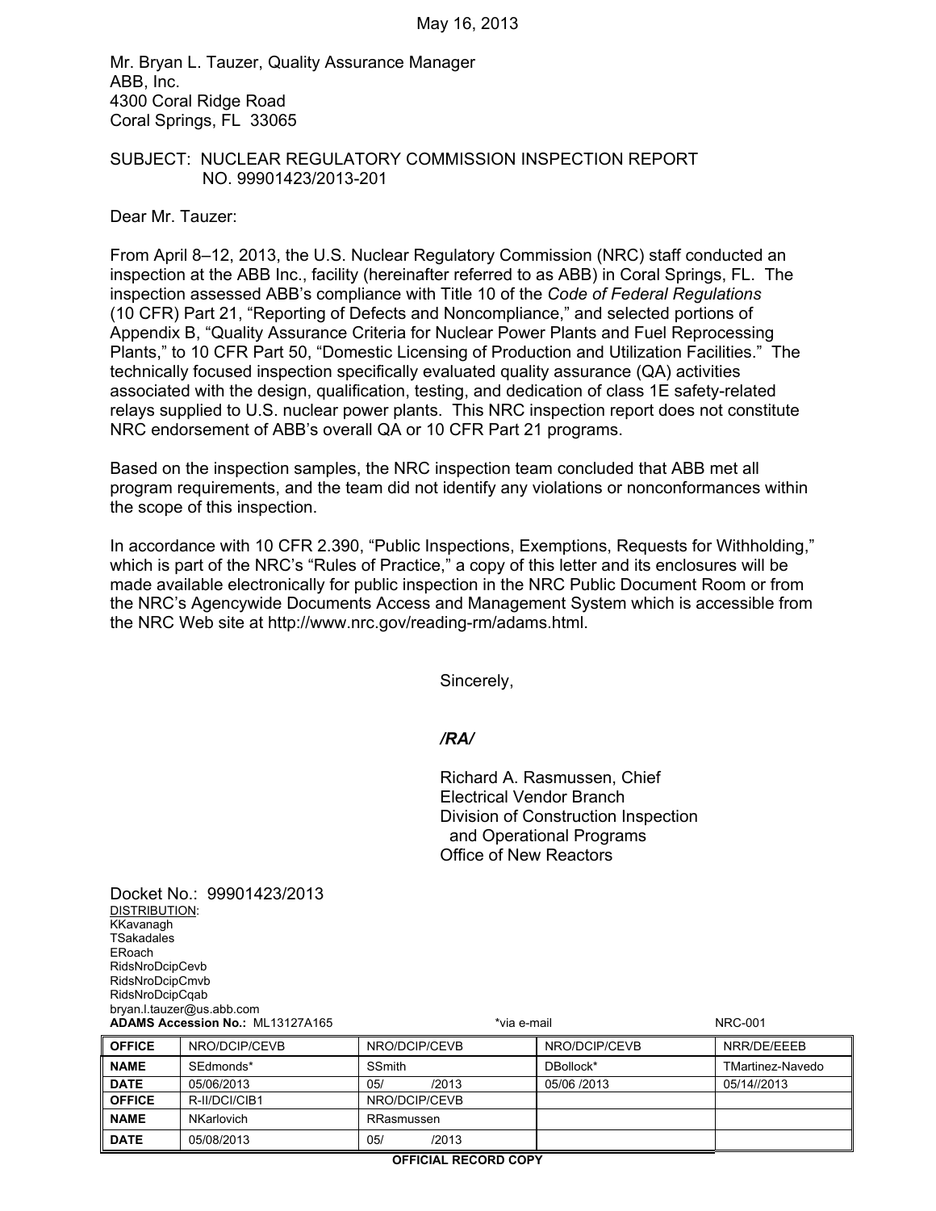May 16, 2013

Mr. Bryan L. Tauzer, Quality Assurance Manager
ABB, Inc.
4300 Coral Ridge Road
Coral Springs, FL 33065

SUBJECT: NUCLEAR REGULATORY COMMISSION INSPECTION REPORT NO. 99901423/2013-201

Dear Mr. Tauzer:

From April 8–12, 2013, the U.S. Nuclear Regulatory Commission (NRC) staff conducted an inspection at the ABB Inc., facility (hereinafter referred to as ABB) in Coral Springs, FL. The inspection assessed ABB's compliance with Title 10 of the *Code of Federal Regulations* (10 CFR) Part 21, "Reporting of Defects and Noncompliance," and selected portions of Appendix B, "Quality Assurance Criteria for Nuclear Power Plants and Fuel Reprocessing Plants," to 10 CFR Part 50, "Domestic Licensing of Production and Utilization Facilities." The technically focused inspection specifically evaluated quality assurance (QA) activities associated with the design, qualification, testing, and dedication of class 1E safety-related relays supplied to U.S. nuclear power plants. This NRC inspection report does not constitute NRC endorsement of ABB's overall QA or 10 CFR Part 21 programs.

Based on the inspection samples, the NRC inspection team concluded that ABB met all program requirements, and the team did not identify any violations or nonconformances within the scope of this inspection.

In accordance with 10 CFR 2.390, "Public Inspections, Exemptions, Requests for Withholding," which is part of the NRC's "Rules of Practice," a copy of this letter and its enclosures will be made available electronically for public inspection in the NRC Public Document Room or from the NRC's Agencywide Documents Access and Management System which is accessible from the NRC Web site at http://www.nrc.gov/reading-rm/adams.html.

Sincerely,

*/RA/*

Richard A. Rasmussen, Chief
Electrical Vendor Branch
Division of Construction Inspection and Operational Programs
Office of New Reactors

Docket No.: 99901423/2013

DISTRIBUTION:
KKavanagh
TSakadales
ERoach
RidsNroDcipCevb
RidsNroDcipCmvb
RidsNroDcipCqab
bryan.l.tauzer@us.abb.com

**ADAMS Accession No.:** ML13127A165 *via e-mail NRC-001

| **OFFICE** | NRO/DCIP/CEVB | NRO/DCIP/CEVB | NRO/DCIP/CEVB | NRR/DE/EEEB |
|---|---|---|---|---|
| **NAME** | SEdmonds* | SSmith | DBollock* | TMartinez-Navedo |
| **DATE** | 05/06/2013 | 05/ /2013 | 05/06 /2013 | 05/14//2013 |
| **OFFICE** | R-II/DCI/CIB1 | NRO/DCIP/CEVB | | |
| **NAME** | NKarlovich | RRasmussen | | |
| **DATE** | 05/08/2013 | 05/ /2013 | | |

**OFFICIAL RECORD COPY**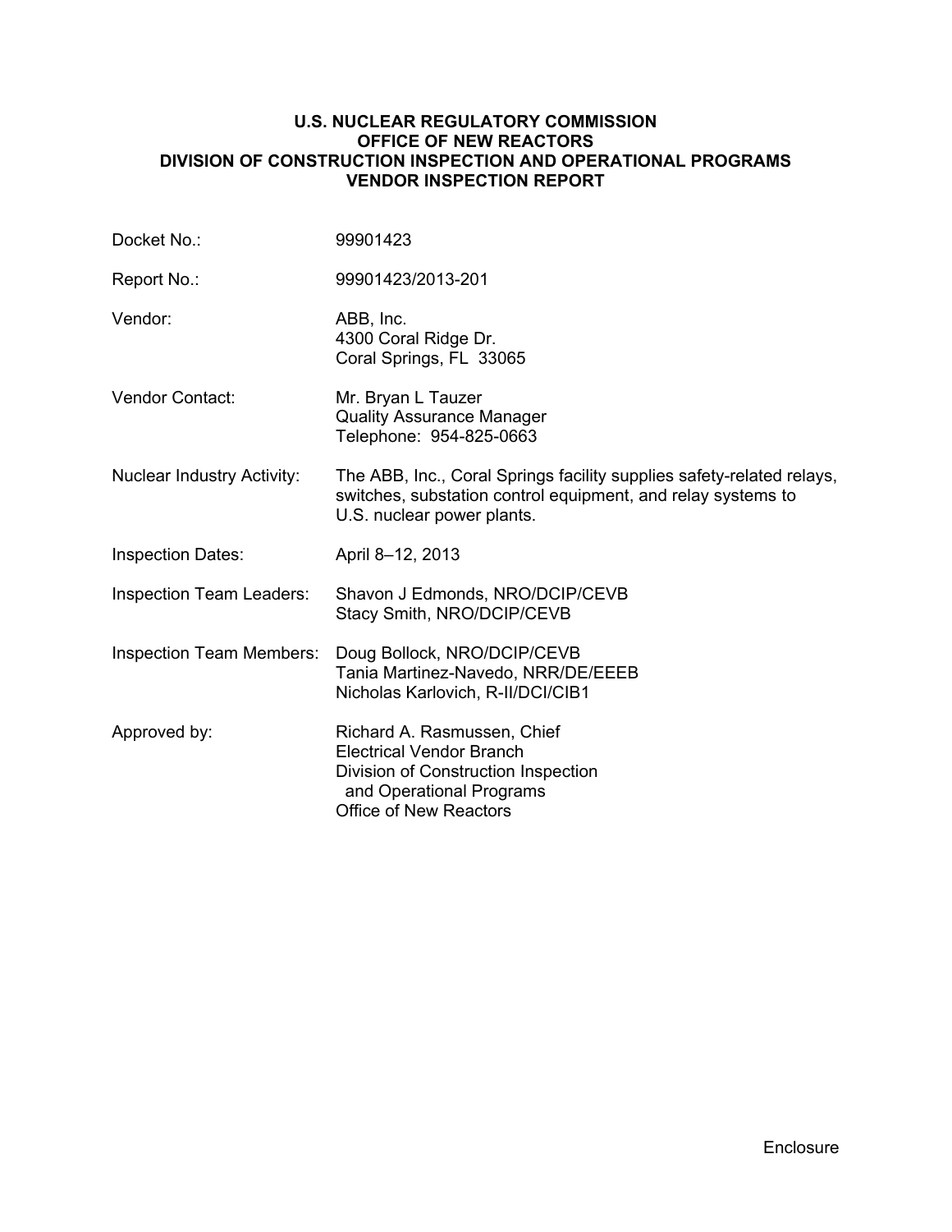**U.S. NUCLEAR REGULATORY COMMISSION**
**OFFICE OF NEW REACTORS**
**DIVISION OF CONSTRUCTION INSPECTION AND OPERATIONAL PROGRAMS**
**VENDOR INSPECTION REPORT**

| | |
|---|---|
| Docket No.: | 99901423 |
| Report No.: | 99901423/2013-201 |
| Vendor: | ABB, Inc.<br>4300 Coral Ridge Dr.<br>Coral Springs, FL 33065 |
| Vendor Contact: | Mr. Bryan L Tauzer<br>Quality Assurance Manager<br>Telephone: 954-825-0663 |
| Nuclear Industry Activity: | The ABB, Inc., Coral Springs facility supplies safety-related relays, switches, substation control equipment, and relay systems to U.S. nuclear power plants. |
| Inspection Dates: | April 8–12, 2013 |
| Inspection Team Leaders: | Shavon J Edmonds, NRO/DCIP/CEVB<br>Stacy Smith, NRO/DCIP/CEVB |
| Inspection Team Members: | Doug Bollock, NRO/DCIP/CEVB<br>Tania Martinez-Navedo, NRR/DE/EEEB<br>Nicholas Karlovich, R-II/DCI/CIB1 |
| Approved by: | Richard A. Rasmussen, Chief<br>Electrical Vendor Branch<br>Division of Construction Inspection and Operational Programs<br>Office of New Reactors |

Enclosure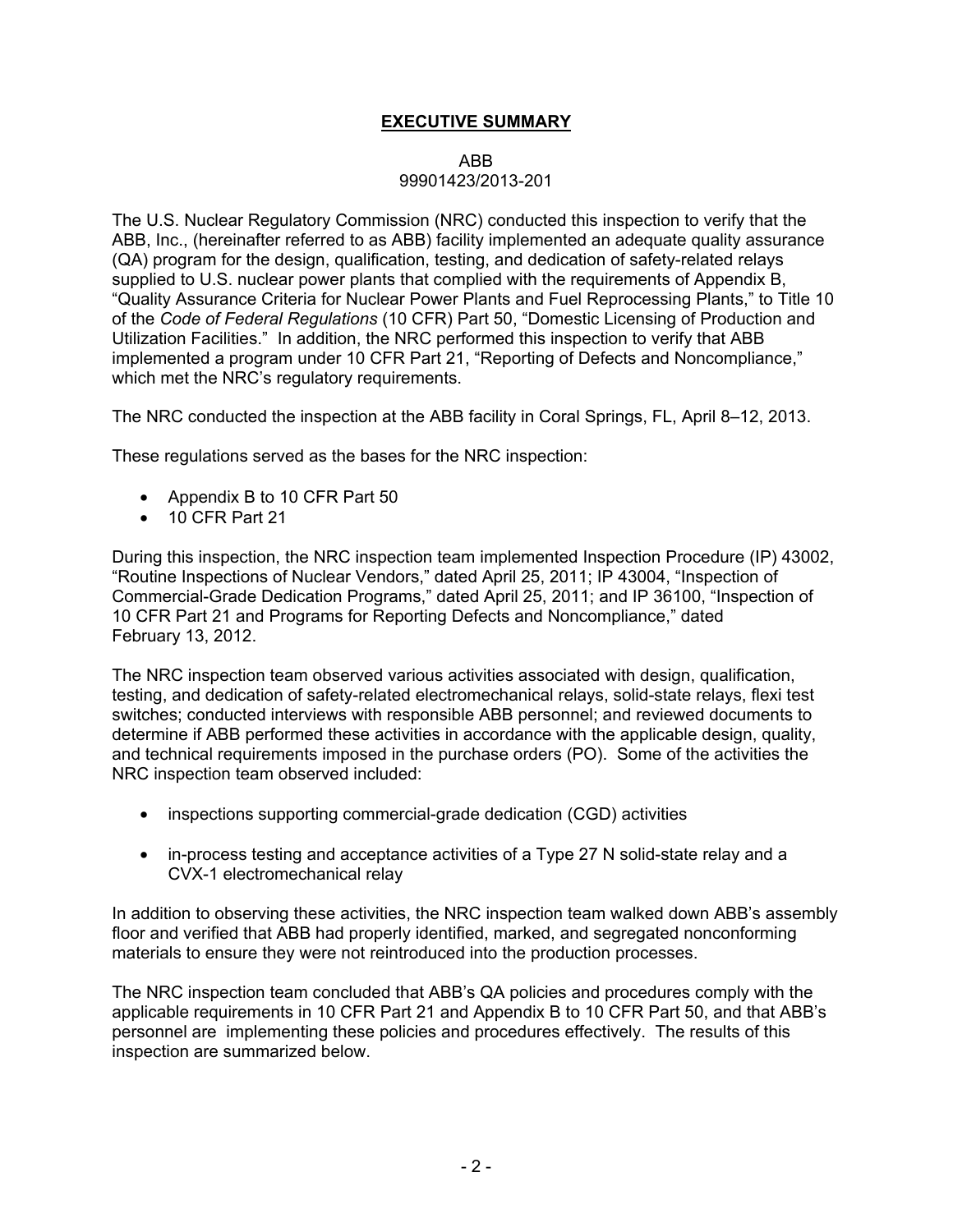## EXECUTIVE SUMMARY

ABB
99901423/2013-201

The U.S. Nuclear Regulatory Commission (NRC) conducted this inspection to verify that the ABB, Inc., (hereinafter referred to as ABB) facility implemented an adequate quality assurance (QA) program for the design, qualification, testing, and dedication of safety-related relays supplied to U.S. nuclear power plants that complied with the requirements of Appendix B, "Quality Assurance Criteria for Nuclear Power Plants and Fuel Reprocessing Plants," to Title 10 of the *Code of Federal Regulations* (10 CFR) Part 50, "Domestic Licensing of Production and Utilization Facilities." In addition, the NRC performed this inspection to verify that ABB implemented a program under 10 CFR Part 21, "Reporting of Defects and Noncompliance," which met the NRC's regulatory requirements.

The NRC conducted the inspection at the ABB facility in Coral Springs, FL, April 8–12, 2013.

These regulations served as the bases for the NRC inspection:

- Appendix B to 10 CFR Part 50
- 10 CFR Part 21

During this inspection, the NRC inspection team implemented Inspection Procedure (IP) 43002, "Routine Inspections of Nuclear Vendors," dated April 25, 2011; IP 43004, "Inspection of Commercial-Grade Dedication Programs," dated April 25, 2011; and IP 36100, "Inspection of 10 CFR Part 21 and Programs for Reporting Defects and Noncompliance," dated February 13, 2012.

The NRC inspection team observed various activities associated with design, qualification, testing, and dedication of safety-related electromechanical relays, solid-state relays, flexi test switches; conducted interviews with responsible ABB personnel; and reviewed documents to determine if ABB performed these activities in accordance with the applicable design, quality, and technical requirements imposed in the purchase orders (PO). Some of the activities the NRC inspection team observed included:

- inspections supporting commercial-grade dedication (CGD) activities
- in-process testing and acceptance activities of a Type 27 N solid-state relay and a CVX-1 electromechanical relay

In addition to observing these activities, the NRC inspection team walked down ABB's assembly floor and verified that ABB had properly identified, marked, and segregated nonconforming materials to ensure they were not reintroduced into the production processes.

The NRC inspection team concluded that ABB's QA policies and procedures comply with the applicable requirements in 10 CFR Part 21 and Appendix B to 10 CFR Part 50, and that ABB's personnel are implementing these policies and procedures effectively. The results of this inspection are summarized below.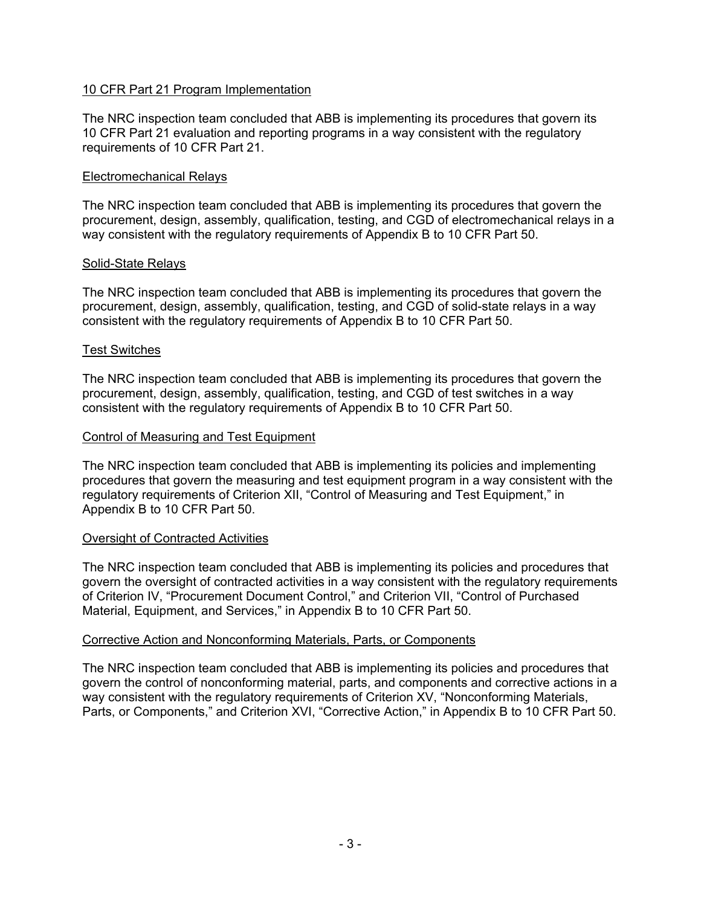10 CFR Part 21 Program Implementation

The NRC inspection team concluded that ABB is implementing its procedures that govern its 10 CFR Part 21 evaluation and reporting programs in a way consistent with the regulatory requirements of 10 CFR Part 21.

Electromechanical Relays

The NRC inspection team concluded that ABB is implementing its procedures that govern the procurement, design, assembly, qualification, testing, and CGD of electromechanical relays in a way consistent with the regulatory requirements of Appendix B to 10 CFR Part 50.

Solid-State Relays

The NRC inspection team concluded that ABB is implementing its procedures that govern the procurement, design, assembly, qualification, testing, and CGD of solid-state relays in a way consistent with the regulatory requirements of Appendix B to 10 CFR Part 50.

Test Switches

The NRC inspection team concluded that ABB is implementing its procedures that govern the procurement, design, assembly, qualification, testing, and CGD of test switches in a way consistent with the regulatory requirements of Appendix B to 10 CFR Part 50.

Control of Measuring and Test Equipment

The NRC inspection team concluded that ABB is implementing its policies and implementing procedures that govern the measuring and test equipment program in a way consistent with the regulatory requirements of Criterion XII, "Control of Measuring and Test Equipment," in Appendix B to 10 CFR Part 50.

Oversight of Contracted Activities

The NRC inspection team concluded that ABB is implementing its policies and procedures that govern the oversight of contracted activities in a way consistent with the regulatory requirements of Criterion IV, "Procurement Document Control," and Criterion VII, "Control of Purchased Material, Equipment, and Services," in Appendix B to 10 CFR Part 50.

Corrective Action and Nonconforming Materials, Parts, or Components

The NRC inspection team concluded that ABB is implementing its policies and procedures that govern the control of nonconforming material, parts, and components and corrective actions in a way consistent with the regulatory requirements of Criterion XV, "Nonconforming Materials, Parts, or Components," and Criterion XVI, "Corrective Action," in Appendix B to 10 CFR Part 50.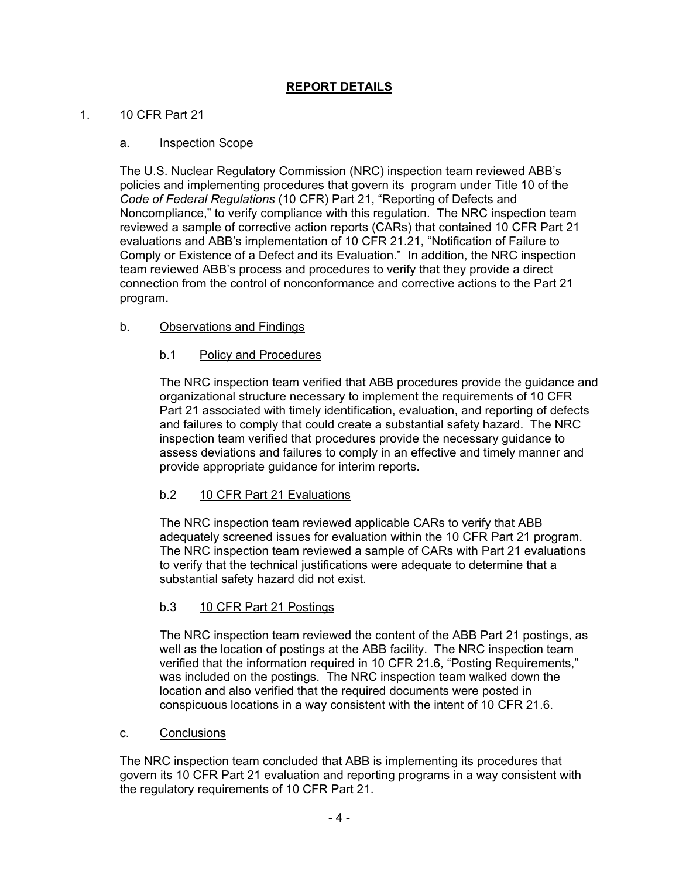## REPORT DETAILS

1. 10 CFR Part 21

   a. Inspection Scope

   The U.S. Nuclear Regulatory Commission (NRC) inspection team reviewed ABB's policies and implementing procedures that govern its program under Title 10 of the *Code of Federal Regulations* (10 CFR) Part 21, "Reporting of Defects and Noncompliance," to verify compliance with this regulation. The NRC inspection team reviewed a sample of corrective action reports (CARs) that contained 10 CFR Part 21 evaluations and ABB's implementation of 10 CFR 21.21, "Notification of Failure to Comply or Existence of a Defect and its Evaluation." In addition, the NRC inspection team reviewed ABB's process and procedures to verify that they provide a direct connection from the control of nonconformance and corrective actions to the Part 21 program.

   b. Observations and Findings

      b.1 Policy and Procedures

      The NRC inspection team verified that ABB procedures provide the guidance and organizational structure necessary to implement the requirements of 10 CFR Part 21 associated with timely identification, evaluation, and reporting of defects and failures to comply that could create a substantial safety hazard. The NRC inspection team verified that procedures provide the necessary guidance to assess deviations and failures to comply in an effective and timely manner and provide appropriate guidance for interim reports.

      b.2 10 CFR Part 21 Evaluations

      The NRC inspection team reviewed applicable CARs to verify that ABB adequately screened issues for evaluation within the 10 CFR Part 21 program. The NRC inspection team reviewed a sample of CARs with Part 21 evaluations to verify that the technical justifications were adequate to determine that a substantial safety hazard did not exist.

      b.3 10 CFR Part 21 Postings

      The NRC inspection team reviewed the content of the ABB Part 21 postings, as well as the location of postings at the ABB facility. The NRC inspection team verified that the information required in 10 CFR 21.6, "Posting Requirements," was included on the postings. The NRC inspection team walked down the location and also verified that the required documents were posted in conspicuous locations in a way consistent with the intent of 10 CFR 21.6.

   c. Conclusions

   The NRC inspection team concluded that ABB is implementing its procedures that govern its 10 CFR Part 21 evaluation and reporting programs in a way consistent with the regulatory requirements of 10 CFR Part 21.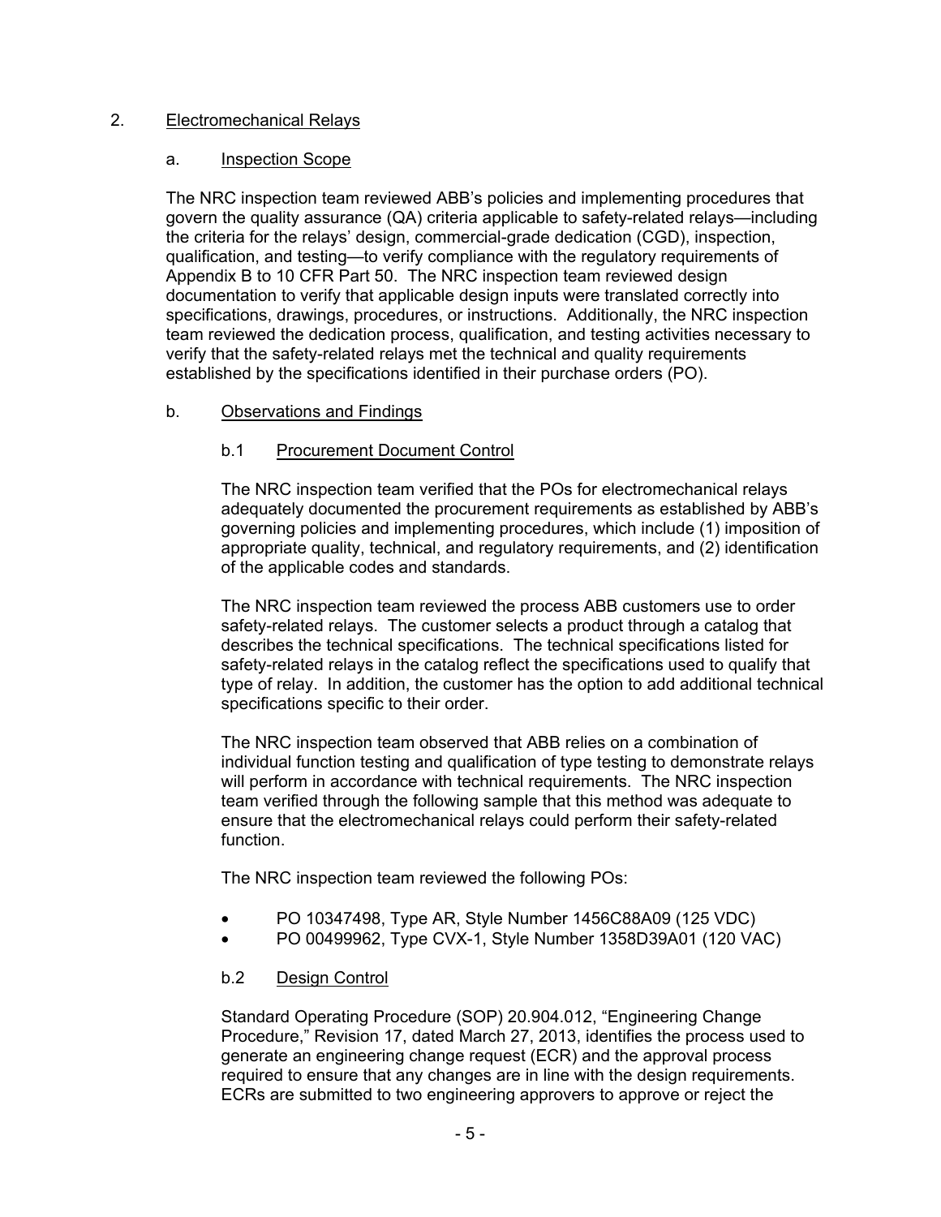## 2. Electromechanical Relays

### a. Inspection Scope

The NRC inspection team reviewed ABB's policies and implementing procedures that govern the quality assurance (QA) criteria applicable to safety-related relays—including the criteria for the relays' design, commercial-grade dedication (CGD), inspection, qualification, and testing—to verify compliance with the regulatory requirements of Appendix B to 10 CFR Part 50. The NRC inspection team reviewed design documentation to verify that applicable design inputs were translated correctly into specifications, drawings, procedures, or instructions. Additionally, the NRC inspection team reviewed the dedication process, qualification, and testing activities necessary to verify that the safety-related relays met the technical and quality requirements established by the specifications identified in their purchase orders (PO).

### b. Observations and Findings

#### b.1 Procurement Document Control

The NRC inspection team verified that the POs for electromechanical relays adequately documented the procurement requirements as established by ABB's governing policies and implementing procedures, which include (1) imposition of appropriate quality, technical, and regulatory requirements, and (2) identification of the applicable codes and standards.

The NRC inspection team reviewed the process ABB customers use to order safety-related relays. The customer selects a product through a catalog that describes the technical specifications. The technical specifications listed for safety-related relays in the catalog reflect the specifications used to qualify that type of relay. In addition, the customer has the option to add additional technical specifications specific to their order.

The NRC inspection team observed that ABB relies on a combination of individual function testing and qualification of type testing to demonstrate relays will perform in accordance with technical requirements. The NRC inspection team verified through the following sample that this method was adequate to ensure that the electromechanical relays could perform their safety-related function.

The NRC inspection team reviewed the following POs:

- PO 10347498, Type AR, Style Number 1456C88A09 (125 VDC)
- PO 00499962, Type CVX-1, Style Number 1358D39A01 (120 VAC)

#### b.2 Design Control

Standard Operating Procedure (SOP) 20.904.012, "Engineering Change Procedure," Revision 17, dated March 27, 2013, identifies the process used to generate an engineering change request (ECR) and the approval process required to ensure that any changes are in line with the design requirements. ECRs are submitted to two engineering approvers to approve or reject the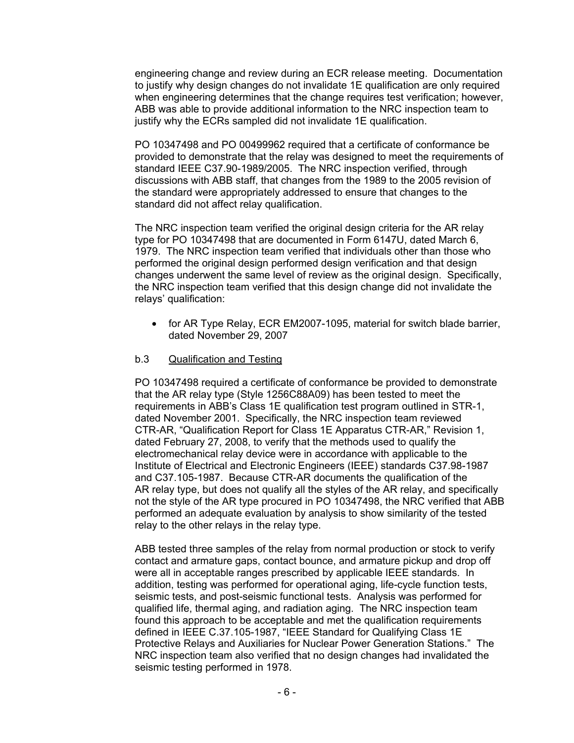engineering change and review during an ECR release meeting. Documentation to justify why design changes do not invalidate 1E qualification are only required when engineering determines that the change requires test verification; however, ABB was able to provide additional information to the NRC inspection team to justify why the ECRs sampled did not invalidate 1E qualification.

PO 10347498 and PO 00499962 required that a certificate of conformance be provided to demonstrate that the relay was designed to meet the requirements of standard IEEE C37.90-1989/2005. The NRC inspection verified, through discussions with ABB staff, that changes from the 1989 to the 2005 revision of the standard were appropriately addressed to ensure that changes to the standard did not affect relay qualification.

The NRC inspection team verified the original design criteria for the AR relay type for PO 10347498 that are documented in Form 6147U, dated March 6, 1979. The NRC inspection team verified that individuals other than those who performed the original design performed design verification and that design changes underwent the same level of review as the original design. Specifically, the NRC inspection team verified that this design change did not invalidate the relays' qualification:

- for AR Type Relay, ECR EM2007-1095, material for switch blade barrier, dated November 29, 2007

b.3 Qualification and Testing

PO 10347498 required a certificate of conformance be provided to demonstrate that the AR relay type (Style 1256C88A09) has been tested to meet the requirements in ABB's Class 1E qualification test program outlined in STR-1, dated November 2001. Specifically, the NRC inspection team reviewed CTR-AR, "Qualification Report for Class 1E Apparatus CTR-AR," Revision 1, dated February 27, 2008, to verify that the methods used to qualify the electromechanical relay device were in accordance with applicable to the Institute of Electrical and Electronic Engineers (IEEE) standards C37.98-1987 and C37.105-1987. Because CTR-AR documents the qualification of the AR relay type, but does not qualify all the styles of the AR relay, and specifically not the style of the AR type procured in PO 10347498, the NRC verified that ABB performed an adequate evaluation by analysis to show similarity of the tested relay to the other relays in the relay type.

ABB tested three samples of the relay from normal production or stock to verify contact and armature gaps, contact bounce, and armature pickup and drop off were all in acceptable ranges prescribed by applicable IEEE standards. In addition, testing was performed for operational aging, life-cycle function tests, seismic tests, and post-seismic functional tests. Analysis was performed for qualified life, thermal aging, and radiation aging. The NRC inspection team found this approach to be acceptable and met the qualification requirements defined in IEEE C.37.105-1987, "IEEE Standard for Qualifying Class 1E Protective Relays and Auxiliaries for Nuclear Power Generation Stations." The NRC inspection team also verified that no design changes had invalidated the seismic testing performed in 1978.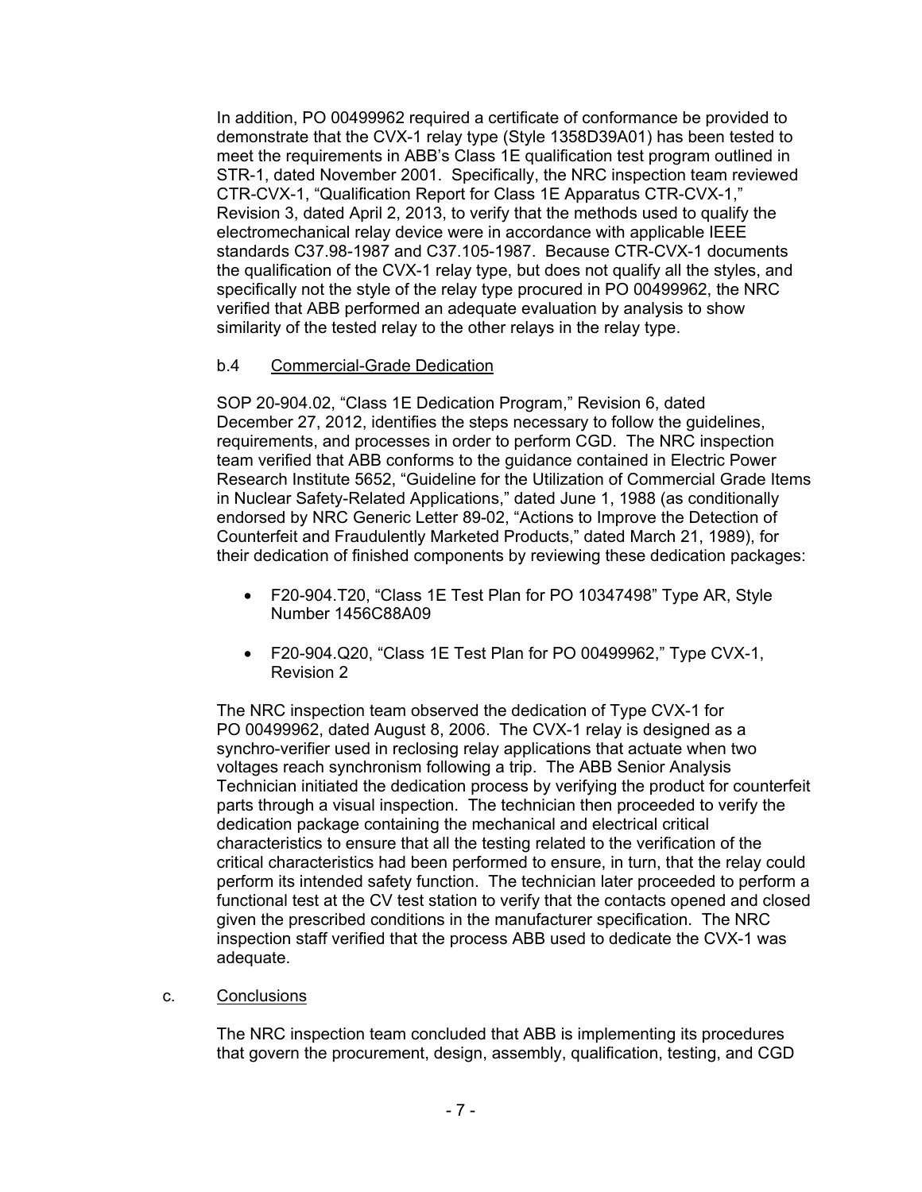In addition, PO 00499962 required a certificate of conformance be provided to demonstrate that the CVX-1 relay type (Style 1358D39A01) has been tested to meet the requirements in ABB's Class 1E qualification test program outlined in STR-1, dated November 2001. Specifically, the NRC inspection team reviewed CTR-CVX-1, "Qualification Report for Class 1E Apparatus CTR-CVX-1," Revision 3, dated April 2, 2013, to verify that the methods used to qualify the electromechanical relay device were in accordance with applicable IEEE standards C37.98-1987 and C37.105-1987. Because CTR-CVX-1 documents the qualification of the CVX-1 relay type, but does not qualify all the styles, and specifically not the style of the relay type procured in PO 00499962, the NRC verified that ABB performed an adequate evaluation by analysis to show similarity of the tested relay to the other relays in the relay type.

b.4 Commercial-Grade Dedication

SOP 20-904.02, "Class 1E Dedication Program," Revision 6, dated December 27, 2012, identifies the steps necessary to follow the guidelines, requirements, and processes in order to perform CGD. The NRC inspection team verified that ABB conforms to the guidance contained in Electric Power Research Institute 5652, "Guideline for the Utilization of Commercial Grade Items in Nuclear Safety-Related Applications," dated June 1, 1988 (as conditionally endorsed by NRC Generic Letter 89-02, "Actions to Improve the Detection of Counterfeit and Fraudulently Marketed Products," dated March 21, 1989), for their dedication of finished components by reviewing these dedication packages:

- F20-904.T20, "Class 1E Test Plan for PO 10347498" Type AR, Style Number 1456C88A09
- F20-904.Q20, "Class 1E Test Plan for PO 00499962," Type CVX-1, Revision 2

The NRC inspection team observed the dedication of Type CVX-1 for PO 00499962, dated August 8, 2006. The CVX-1 relay is designed as a synchro-verifier used in reclosing relay applications that actuate when two voltages reach synchronism following a trip. The ABB Senior Analysis Technician initiated the dedication process by verifying the product for counterfeit parts through a visual inspection. The technician then proceeded to verify the dedication package containing the mechanical and electrical critical characteristics to ensure that all the testing related to the verification of the critical characteristics had been performed to ensure, in turn, that the relay could perform its intended safety function. The technician later proceeded to perform a functional test at the CV test station to verify that the contacts opened and closed given the prescribed conditions in the manufacturer specification. The NRC inspection staff verified that the process ABB used to dedicate the CVX-1 was adequate.

c. Conclusions

The NRC inspection team concluded that ABB is implementing its procedures that govern the procurement, design, assembly, qualification, testing, and CGD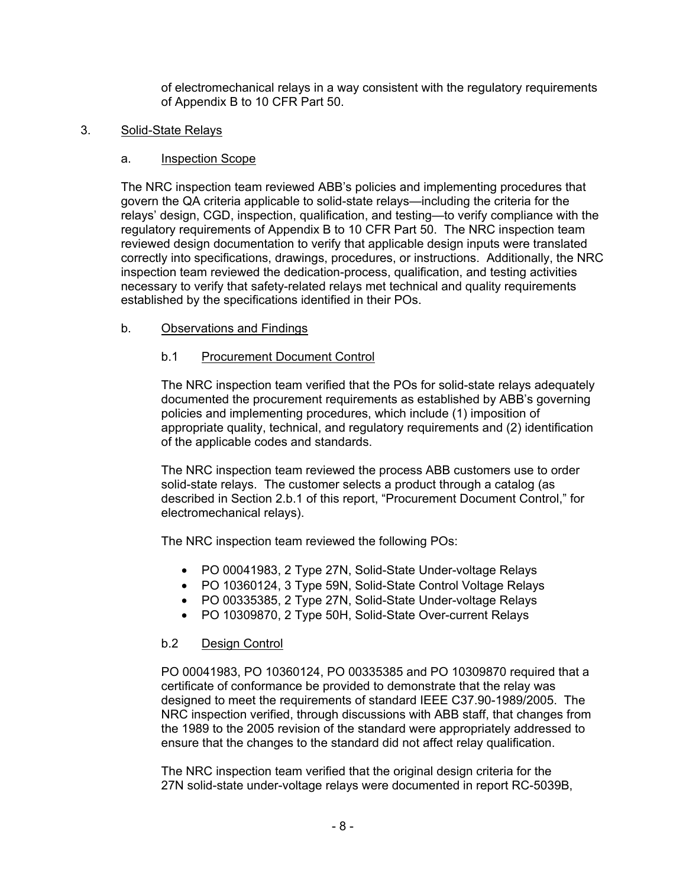of electromechanical relays in a way consistent with the regulatory requirements of Appendix B to 10 CFR Part 50.

3. Solid-State Relays

a. Inspection Scope

The NRC inspection team reviewed ABB's policies and implementing procedures that govern the QA criteria applicable to solid-state relays—including the criteria for the relays' design, CGD, inspection, qualification, and testing—to verify compliance with the regulatory requirements of Appendix B to 10 CFR Part 50. The NRC inspection team reviewed design documentation to verify that applicable design inputs were translated correctly into specifications, drawings, procedures, or instructions. Additionally, the NRC inspection team reviewed the dedication-process, qualification, and testing activities necessary to verify that safety-related relays met technical and quality requirements established by the specifications identified in their POs.

b. Observations and Findings

b.1 Procurement Document Control

The NRC inspection team verified that the POs for solid-state relays adequately documented the procurement requirements as established by ABB's governing policies and implementing procedures, which include (1) imposition of appropriate quality, technical, and regulatory requirements and (2) identification of the applicable codes and standards.

The NRC inspection team reviewed the process ABB customers use to order solid-state relays. The customer selects a product through a catalog (as described in Section 2.b.1 of this report, "Procurement Document Control," for electromechanical relays).

The NRC inspection team reviewed the following POs:

- PO 00041983, 2 Type 27N, Solid-State Under-voltage Relays
- PO 10360124, 3 Type 59N, Solid-State Control Voltage Relays
- PO 00335385, 2 Type 27N, Solid-State Under-voltage Relays
- PO 10309870, 2 Type 50H, Solid-State Over-current Relays

b.2 Design Control

PO 00041983, PO 10360124, PO 00335385 and PO 10309870 required that a certificate of conformance be provided to demonstrate that the relay was designed to meet the requirements of standard IEEE C37.90-1989/2005. The NRC inspection verified, through discussions with ABB staff, that changes from the 1989 to the 2005 revision of the standard were appropriately addressed to ensure that the changes to the standard did not affect relay qualification.

The NRC inspection team verified that the original design criteria for the 27N solid-state under-voltage relays were documented in report RC-5039B,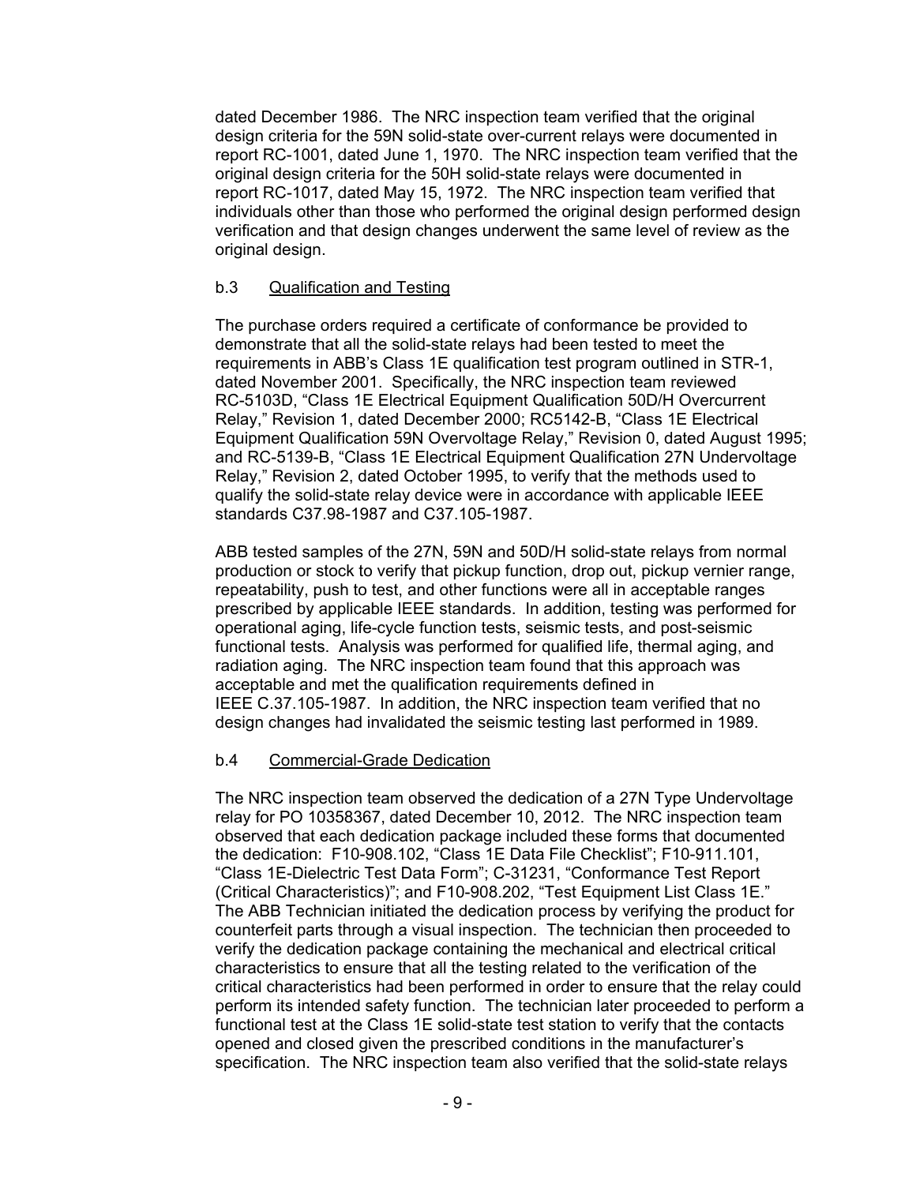dated December 1986. The NRC inspection team verified that the original design criteria for the 59N solid-state over-current relays were documented in report RC-1001, dated June 1, 1970. The NRC inspection team verified that the original design criteria for the 50H solid-state relays were documented in report RC-1017, dated May 15, 1972. The NRC inspection team verified that individuals other than those who performed the original design performed design verification and that design changes underwent the same level of review as the original design.

### b.3 Qualification and Testing

The purchase orders required a certificate of conformance be provided to demonstrate that all the solid-state relays had been tested to meet the requirements in ABB's Class 1E qualification test program outlined in STR-1, dated November 2001. Specifically, the NRC inspection team reviewed RC-5103D, "Class 1E Electrical Equipment Qualification 50D/H Overcurrent Relay," Revision 1, dated December 2000; RC5142-B, "Class 1E Electrical Equipment Qualification 59N Overvoltage Relay," Revision 0, dated August 1995; and RC-5139-B, "Class 1E Electrical Equipment Qualification 27N Undervoltage Relay," Revision 2, dated October 1995, to verify that the methods used to qualify the solid-state relay device were in accordance with applicable IEEE standards C37.98-1987 and C37.105-1987.

ABB tested samples of the 27N, 59N and 50D/H solid-state relays from normal production or stock to verify that pickup function, drop out, pickup vernier range, repeatability, push to test, and other functions were all in acceptable ranges prescribed by applicable IEEE standards. In addition, testing was performed for operational aging, life-cycle function tests, seismic tests, and post-seismic functional tests. Analysis was performed for qualified life, thermal aging, and radiation aging. The NRC inspection team found that this approach was acceptable and met the qualification requirements defined in IEEE C.37.105-1987. In addition, the NRC inspection team verified that no design changes had invalidated the seismic testing last performed in 1989.

### b.4 Commercial-Grade Dedication

The NRC inspection team observed the dedication of a 27N Type Undervoltage relay for PO 10358367, dated December 10, 2012. The NRC inspection team observed that each dedication package included these forms that documented the dedication: F10-908.102, "Class 1E Data File Checklist"; F10-911.101, "Class 1E-Dielectric Test Data Form"; C-31231, "Conformance Test Report (Critical Characteristics)"; and F10-908.202, "Test Equipment List Class 1E." The ABB Technician initiated the dedication process by verifying the product for counterfeit parts through a visual inspection. The technician then proceeded to verify the dedication package containing the mechanical and electrical critical characteristics to ensure that all the testing related to the verification of the critical characteristics had been performed in order to ensure that the relay could perform its intended safety function. The technician later proceeded to perform a functional test at the Class 1E solid-state test station to verify that the contacts opened and closed given the prescribed conditions in the manufacturer's specification. The NRC inspection team also verified that the solid-state relays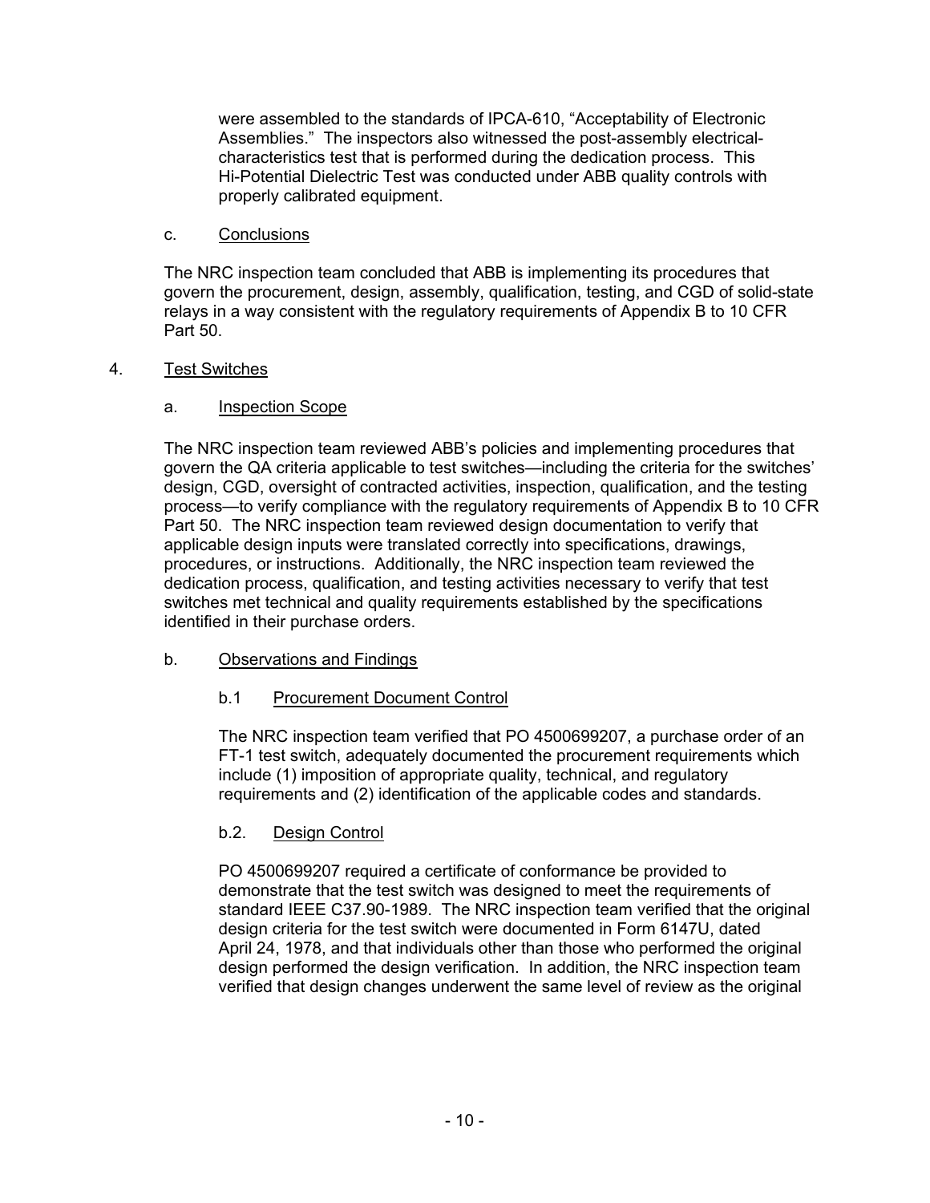were assembled to the standards of IPCA-610, "Acceptability of Electronic Assemblies." The inspectors also witnessed the post-assembly electrical-characteristics test that is performed during the dedication process. This Hi-Potential Dielectric Test was conducted under ABB quality controls with properly calibrated equipment.

c. Conclusions

The NRC inspection team concluded that ABB is implementing its procedures that govern the procurement, design, assembly, qualification, testing, and CGD of solid-state relays in a way consistent with the regulatory requirements of Appendix B to 10 CFR Part 50.

4. Test Switches

a. Inspection Scope

The NRC inspection team reviewed ABB's policies and implementing procedures that govern the QA criteria applicable to test switches—including the criteria for the switches' design, CGD, oversight of contracted activities, inspection, qualification, and the testing process—to verify compliance with the regulatory requirements of Appendix B to 10 CFR Part 50. The NRC inspection team reviewed design documentation to verify that applicable design inputs were translated correctly into specifications, drawings, procedures, or instructions. Additionally, the NRC inspection team reviewed the dedication process, qualification, and testing activities necessary to verify that test switches met technical and quality requirements established by the specifications identified in their purchase orders.

b. Observations and Findings

b.1 Procurement Document Control

The NRC inspection team verified that PO 4500699207, a purchase order of an FT-1 test switch, adequately documented the procurement requirements which include (1) imposition of appropriate quality, technical, and regulatory requirements and (2) identification of the applicable codes and standards.

b.2. Design Control

PO 4500699207 required a certificate of conformance be provided to demonstrate that the test switch was designed to meet the requirements of standard IEEE C37.90-1989. The NRC inspection team verified that the original design criteria for the test switch were documented in Form 6147U, dated April 24, 1978, and that individuals other than those who performed the original design performed the design verification. In addition, the NRC inspection team verified that design changes underwent the same level of review as the original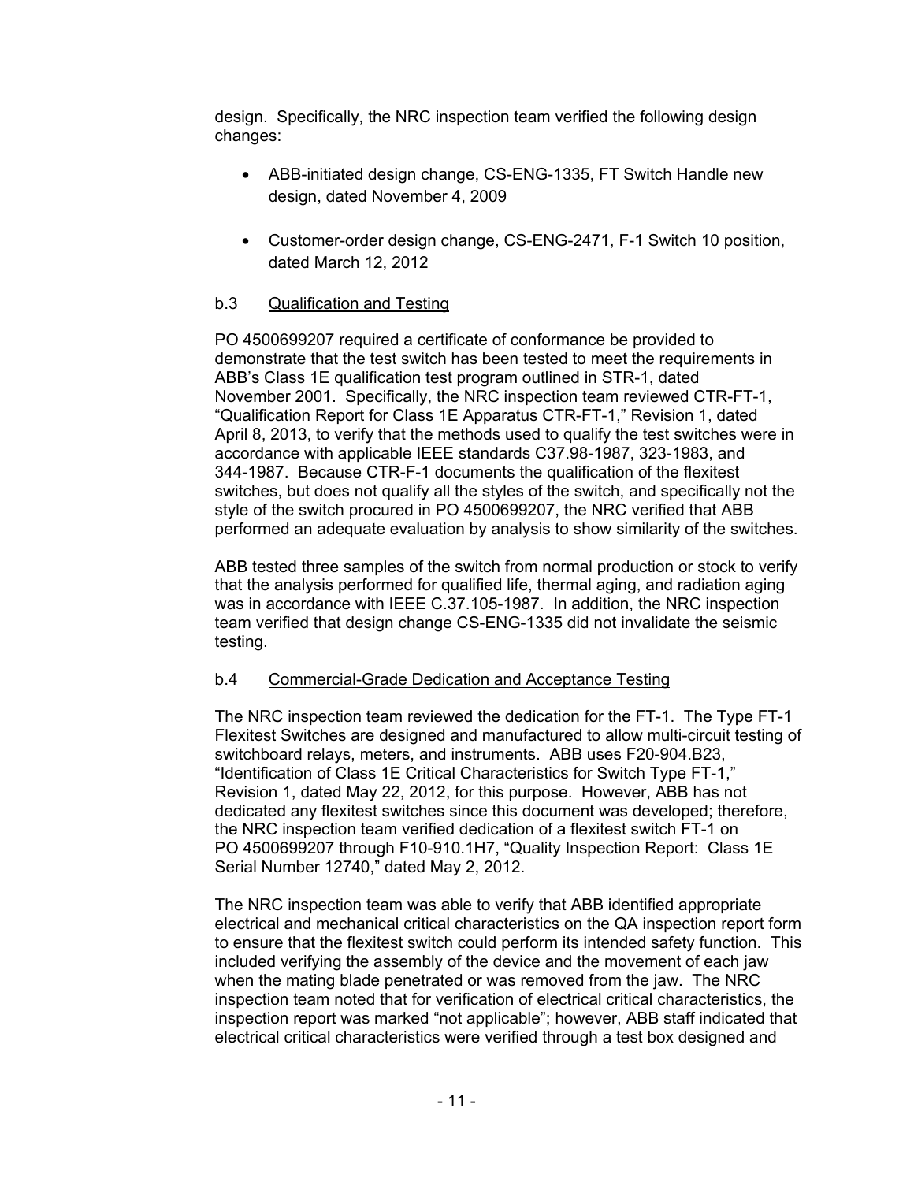design. Specifically, the NRC inspection team verified the following design changes:

- ABB-initiated design change, CS-ENG-1335, FT Switch Handle new design, dated November 4, 2009
- Customer-order design change, CS-ENG-2471, F-1 Switch 10 position, dated March 12, 2012

b.3 Qualification and Testing

PO 4500699207 required a certificate of conformance be provided to demonstrate that the test switch has been tested to meet the requirements in ABB's Class 1E qualification test program outlined in STR-1, dated November 2001. Specifically, the NRC inspection team reviewed CTR-FT-1, "Qualification Report for Class 1E Apparatus CTR-FT-1," Revision 1, dated April 8, 2013, to verify that the methods used to qualify the test switches were in accordance with applicable IEEE standards C37.98-1987, 323-1983, and 344-1987. Because CTR-F-1 documents the qualification of the flexitest switches, but does not qualify all the styles of the switch, and specifically not the style of the switch procured in PO 4500699207, the NRC verified that ABB performed an adequate evaluation by analysis to show similarity of the switches.

ABB tested three samples of the switch from normal production or stock to verify that the analysis performed for qualified life, thermal aging, and radiation aging was in accordance with IEEE C.37.105-1987. In addition, the NRC inspection team verified that design change CS-ENG-1335 did not invalidate the seismic testing.

b.4 Commercial-Grade Dedication and Acceptance Testing

The NRC inspection team reviewed the dedication for the FT-1. The Type FT-1 Flexitest Switches are designed and manufactured to allow multi-circuit testing of switchboard relays, meters, and instruments. ABB uses F20-904.B23, "Identification of Class 1E Critical Characteristics for Switch Type FT-1," Revision 1, dated May 22, 2012, for this purpose. However, ABB has not dedicated any flexitest switches since this document was developed; therefore, the NRC inspection team verified dedication of a flexitest switch FT-1 on PO 4500699207 through F10-910.1H7, "Quality Inspection Report: Class 1E Serial Number 12740," dated May 2, 2012.

The NRC inspection team was able to verify that ABB identified appropriate electrical and mechanical critical characteristics on the QA inspection report form to ensure that the flexitest switch could perform its intended safety function. This included verifying the assembly of the device and the movement of each jaw when the mating blade penetrated or was removed from the jaw. The NRC inspection team noted that for verification of electrical critical characteristics, the inspection report was marked "not applicable"; however, ABB staff indicated that electrical critical characteristics were verified through a test box designed and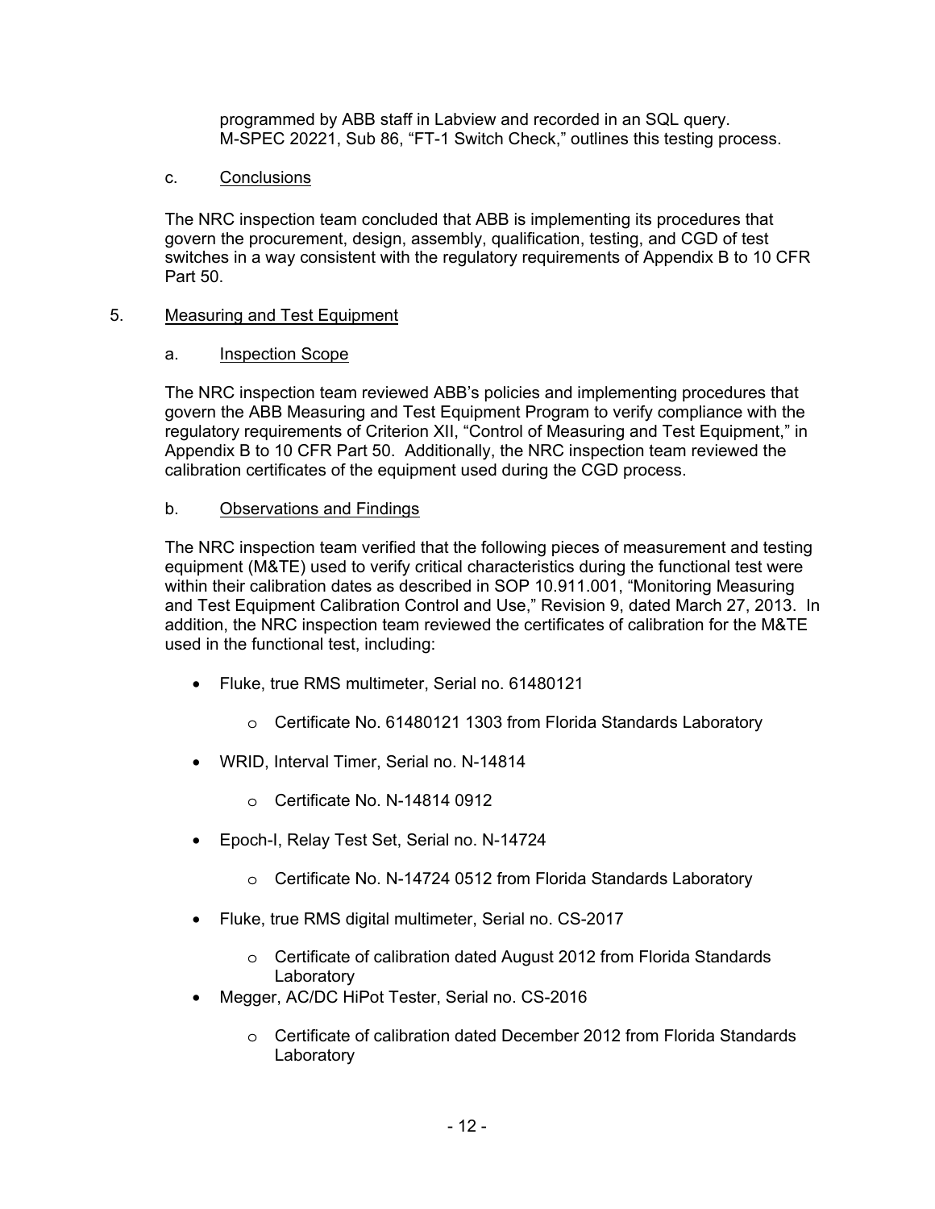programmed by ABB staff in Labview and recorded in an SQL query. M-SPEC 20221, Sub 86, “FT-1 Switch Check,” outlines this testing process.

c. Conclusions

The NRC inspection team concluded that ABB is implementing its procedures that govern the procurement, design, assembly, qualification, testing, and CGD of test switches in a way consistent with the regulatory requirements of Appendix B to 10 CFR Part 50.

## 5. Measuring and Test Equipment

### a. Inspection Scope

The NRC inspection team reviewed ABB’s policies and implementing procedures that govern the ABB Measuring and Test Equipment Program to verify compliance with the regulatory requirements of Criterion XII, “Control of Measuring and Test Equipment,” in Appendix B to 10 CFR Part 50. Additionally, the NRC inspection team reviewed the calibration certificates of the equipment used during the CGD process.

### b. Observations and Findings

The NRC inspection team verified that the following pieces of measurement and testing equipment (M&TE) used to verify critical characteristics during the functional test were within their calibration dates as described in SOP 10.911.001, “Monitoring Measuring and Test Equipment Calibration Control and Use,” Revision 9, dated March 27, 2013. In addition, the NRC inspection team reviewed the certificates of calibration for the M&TE used in the functional test, including:

- Fluke, true RMS multimeter, Serial no. 61480121
  - Certificate No. 61480121 1303 from Florida Standards Laboratory
- WRID, Interval Timer, Serial no. N-14814
  - Certificate No. N-14814 0912
- Epoch-I, Relay Test Set, Serial no. N-14724
  - Certificate No. N-14724 0512 from Florida Standards Laboratory
- Fluke, true RMS digital multimeter, Serial no. CS-2017
  - Certificate of calibration dated August 2012 from Florida Standards Laboratory
- Megger, AC/DC HiPot Tester, Serial no. CS-2016
  - Certificate of calibration dated December 2012 from Florida Standards Laboratory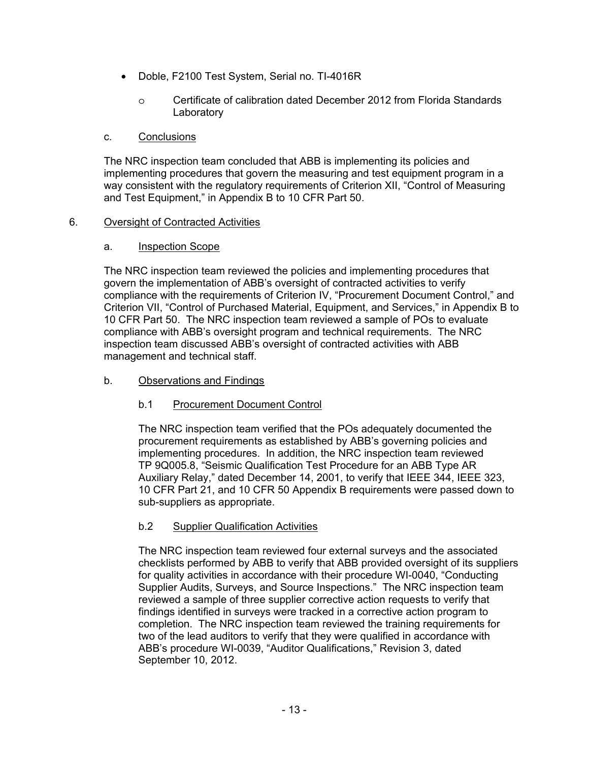- Doble, F2100 Test System, Serial no. TI-4016R
  - Certificate of calibration dated December 2012 from Florida Standards Laboratory

c. Conclusions

The NRC inspection team concluded that ABB is implementing its policies and implementing procedures that govern the measuring and test equipment program in a way consistent with the regulatory requirements of Criterion XII, "Control of Measuring and Test Equipment," in Appendix B to 10 CFR Part 50.

## 6. Oversight of Contracted Activities

a. Inspection Scope

The NRC inspection team reviewed the policies and implementing procedures that govern the implementation of ABB's oversight of contracted activities to verify compliance with the requirements of Criterion IV, "Procurement Document Control," and Criterion VII, "Control of Purchased Material, Equipment, and Services," in Appendix B to 10 CFR Part 50. The NRC inspection team reviewed a sample of POs to evaluate compliance with ABB's oversight program and technical requirements. The NRC inspection team discussed ABB's oversight of contracted activities with ABB management and technical staff.

b. Observations and Findings

b.1 Procurement Document Control

The NRC inspection team verified that the POs adequately documented the procurement requirements as established by ABB's governing policies and implementing procedures. In addition, the NRC inspection team reviewed TP 9Q005.8, "Seismic Qualification Test Procedure for an ABB Type AR Auxiliary Relay," dated December 14, 2001, to verify that IEEE 344, IEEE 323, 10 CFR Part 21, and 10 CFR 50 Appendix B requirements were passed down to sub-suppliers as appropriate.

b.2 Supplier Qualification Activities

The NRC inspection team reviewed four external surveys and the associated checklists performed by ABB to verify that ABB provided oversight of its suppliers for quality activities in accordance with their procedure WI-0040, "Conducting Supplier Audits, Surveys, and Source Inspections." The NRC inspection team reviewed a sample of three supplier corrective action requests to verify that findings identified in surveys were tracked in a corrective action program to completion. The NRC inspection team reviewed the training requirements for two of the lead auditors to verify that they were qualified in accordance with ABB's procedure WI-0039, "Auditor Qualifications," Revision 3, dated September 10, 2012.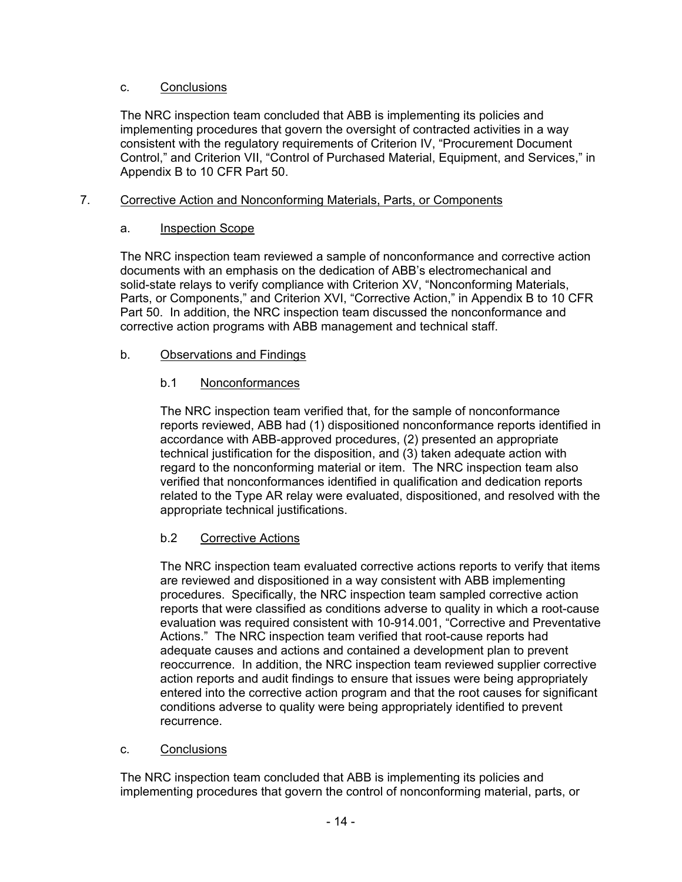c. Conclusions

The NRC inspection team concluded that ABB is implementing its policies and implementing procedures that govern the oversight of contracted activities in a way consistent with the regulatory requirements of Criterion IV, "Procurement Document Control," and Criterion VII, "Control of Purchased Material, Equipment, and Services," in Appendix B to 10 CFR Part 50.

## 7. Corrective Action and Nonconforming Materials, Parts, or Components

### a. Inspection Scope

The NRC inspection team reviewed a sample of nonconformance and corrective action documents with an emphasis on the dedication of ABB's electromechanical and solid-state relays to verify compliance with Criterion XV, "Nonconforming Materials, Parts, or Components," and Criterion XVI, "Corrective Action," in Appendix B to 10 CFR Part 50. In addition, the NRC inspection team discussed the nonconformance and corrective action programs with ABB management and technical staff.

### b. Observations and Findings

#### b.1 Nonconformances

The NRC inspection team verified that, for the sample of nonconformance reports reviewed, ABB had (1) dispositioned nonconformance reports identified in accordance with ABB-approved procedures, (2) presented an appropriate technical justification for the disposition, and (3) taken adequate action with regard to the nonconforming material or item. The NRC inspection team also verified that nonconformances identified in qualification and dedication reports related to the Type AR relay were evaluated, dispositioned, and resolved with the appropriate technical justifications.

#### b.2 Corrective Actions

The NRC inspection team evaluated corrective actions reports to verify that items are reviewed and dispositioned in a way consistent with ABB implementing procedures. Specifically, the NRC inspection team sampled corrective action reports that were classified as conditions adverse to quality in which a root-cause evaluation was required consistent with 10-914.001, "Corrective and Preventative Actions." The NRC inspection team verified that root-cause reports had adequate causes and actions and contained a development plan to prevent reoccurrence. In addition, the NRC inspection team reviewed supplier corrective action reports and audit findings to ensure that issues were being appropriately entered into the corrective action program and that the root causes for significant conditions adverse to quality were being appropriately identified to prevent recurrence.

### c. Conclusions

The NRC inspection team concluded that ABB is implementing its policies and implementing procedures that govern the control of nonconforming material, parts, or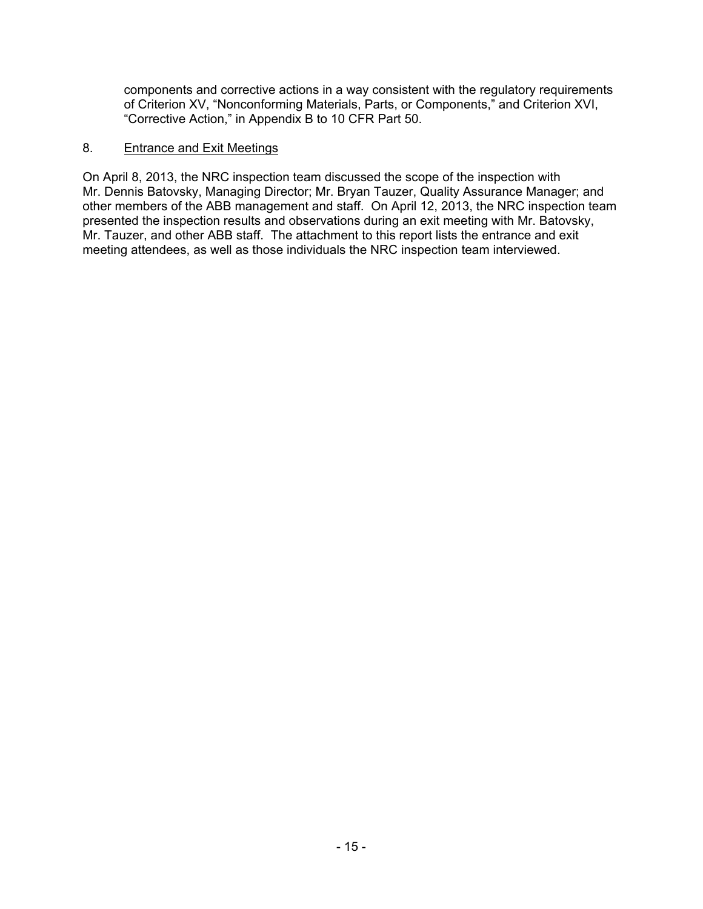components and corrective actions in a way consistent with the regulatory requirements of Criterion XV, "Nonconforming Materials, Parts, or Components," and Criterion XVI, "Corrective Action," in Appendix B to 10 CFR Part 50.

## 8. Entrance and Exit Meetings

On April 8, 2013, the NRC inspection team discussed the scope of the inspection with Mr. Dennis Batovsky, Managing Director; Mr. Bryan Tauzer, Quality Assurance Manager; and other members of the ABB management and staff. On April 12, 2013, the NRC inspection team presented the inspection results and observations during an exit meeting with Mr. Batovsky, Mr. Tauzer, and other ABB staff. The attachment to this report lists the entrance and exit meeting attendees, as well as those individuals the NRC inspection team interviewed.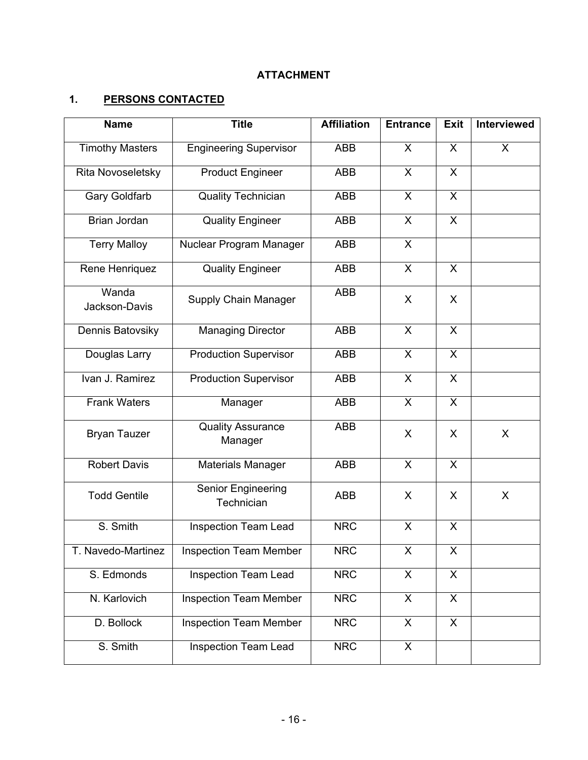**ATTACHMENT**

## 1. PERSONS CONTACTED

| Name | Title | Affiliation | Entrance | Exit | Interviewed |
|---|---|---|---|---|---|
| Timothy Masters | Engineering Supervisor | ABB | X | X | X |
| Rita Novoseletsky | Product Engineer | ABB | X | X | |
| Gary Goldfarb | Quality Technician | ABB | X | X | |
| Brian Jordan | Quality Engineer | ABB | X | X | |
| Terry Malloy | Nuclear Program Manager | ABB | X | | |
| Rene Henriquez | Quality Engineer | ABB | X | X | |
| Wanda Jackson-Davis | Supply Chain Manager | ABB | X | X | |
| Dennis Batovsiky | Managing Director | ABB | X | X | |
| Douglas Larry | Production Supervisor | ABB | X | X | |
| Ivan J. Ramirez | Production Supervisor | ABB | X | X | |
| Frank Waters | Manager | ABB | X | X | |
| Bryan Tauzer | Quality Assurance Manager | ABB | X | X | X |
| Robert Davis | Materials Manager | ABB | X | X | |
| Todd Gentile | Senior Engineering Technician | ABB | X | X | X |
| S. Smith | Inspection Team Lead | NRC | X | X | |
| T. Navedo-Martinez | Inspection Team Member | NRC | X | X | |
| S. Edmonds | Inspection Team Lead | NRC | X | X | |
| N. Karlovich | Inspection Team Member | NRC | X | X | |
| D. Bollock | Inspection Team Member | NRC | X | X | |
| S. Smith | Inspection Team Lead | NRC | X | | |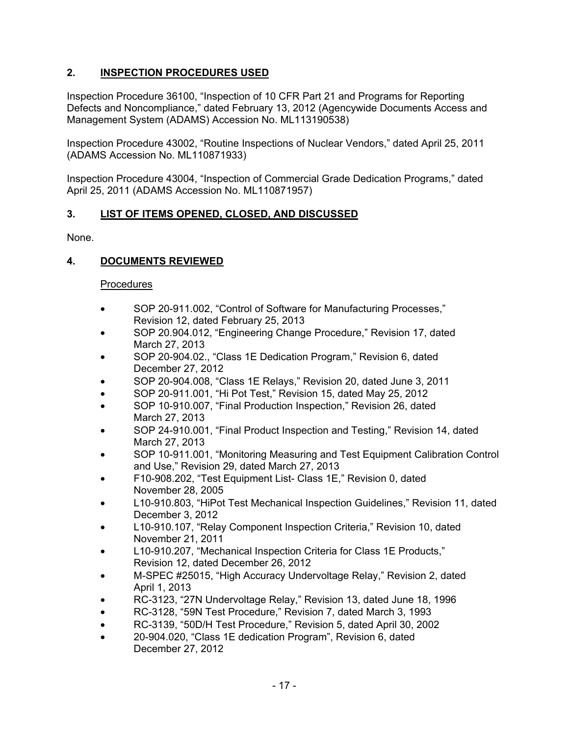## 2. INSPECTION PROCEDURES USED

Inspection Procedure 36100, "Inspection of 10 CFR Part 21 and Programs for Reporting Defects and Noncompliance," dated February 13, 2012 (Agencywide Documents Access and Management System (ADAMS) Accession No. ML113190538)

Inspection Procedure 43002, "Routine Inspections of Nuclear Vendors," dated April 25, 2011 (ADAMS Accession No. ML110871933)

Inspection Procedure 43004, "Inspection of Commercial Grade Dedication Programs," dated April 25, 2011 (ADAMS Accession No. ML110871957)

## 3. LIST OF ITEMS OPENED, CLOSED, AND DISCUSSED

None.

## 4. DOCUMENTS REVIEWED

Procedures

- SOP 20-911.002, "Control of Software for Manufacturing Processes," Revision 12, dated February 25, 2013
- SOP 20.904.012, "Engineering Change Procedure," Revision 17, dated March 27, 2013
- SOP 20-904.02., "Class 1E Dedication Program," Revision 6, dated December 27, 2012
- SOP 20-904.008, "Class 1E Relays," Revision 20, dated June 3, 2011
- SOP 20-911.001, "Hi Pot Test," Revision 15, dated May 25, 2012
- SOP 10-910.007, "Final Production Inspection," Revision 26, dated March 27, 2013
- SOP 24-910.001, "Final Product Inspection and Testing," Revision 14, dated March 27, 2013
- SOP 10-911.001, "Monitoring Measuring and Test Equipment Calibration Control and Use," Revision 29, dated March 27, 2013
- F10-908.202, "Test Equipment List- Class 1E," Revision 0, dated November 28, 2005
- L10-910.803, "HiPot Test Mechanical Inspection Guidelines," Revision 11, dated December 3, 2012
- L10-910.107, "Relay Component Inspection Criteria," Revision 10, dated November 21, 2011
- L10-910.207, "Mechanical Inspection Criteria for Class 1E Products," Revision 12, dated December 26, 2012
- M-SPEC #25015, "High Accuracy Undervoltage Relay," Revision 2, dated April 1, 2013
- RC-3123, "27N Undervoltage Relay," Revision 13, dated June 18, 1996
- RC-3128, "59N Test Procedure," Revision 7, dated March 3, 1993
- RC-3139, "50D/H Test Procedure," Revision 5, dated April 30, 2002
- 20-904.020, "Class 1E dedication Program", Revision 6, dated December 27, 2012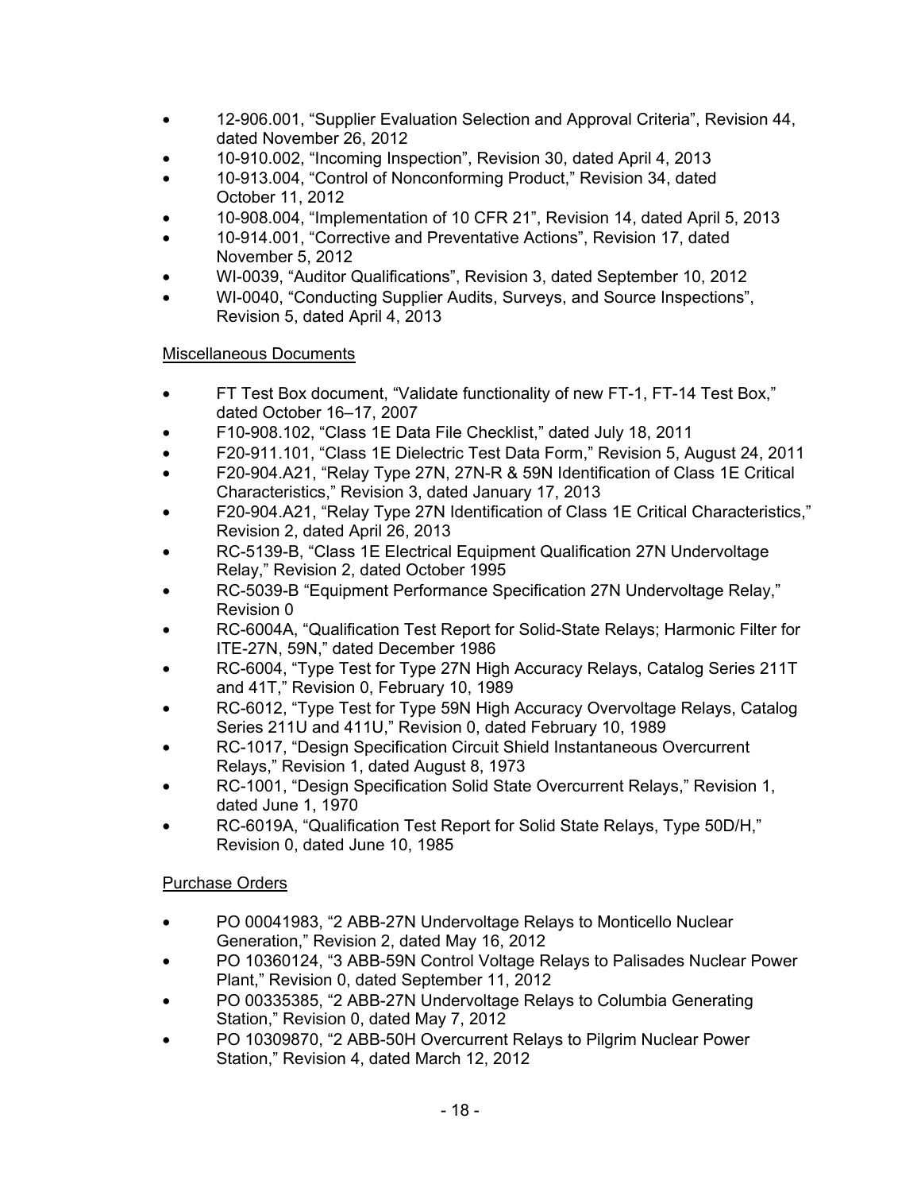- 12-906.001, “Supplier Evaluation Selection and Approval Criteria”, Revision 44, dated November 26, 2012
- 10-910.002, “Incoming Inspection”, Revision 30, dated April 4, 2013
- 10-913.004, “Control of Nonconforming Product,” Revision 34, dated October 11, 2012
- 10-908.004, “Implementation of 10 CFR 21”, Revision 14, dated April 5, 2013
- 10-914.001, “Corrective and Preventative Actions”, Revision 17, dated November 5, 2012
- WI-0039, “Auditor Qualifications”, Revision 3, dated September 10, 2012
- WI-0040, “Conducting Supplier Audits, Surveys, and Source Inspections”, Revision 5, dated April 4, 2013

Miscellaneous Documents

- FT Test Box document, “Validate functionality of new FT-1, FT-14 Test Box,” dated October 16–17, 2007
- F10-908.102, “Class 1E Data File Checklist,” dated July 18, 2011
- F20-911.101, “Class 1E Dielectric Test Data Form,” Revision 5, August 24, 2011
- F20-904.A21, “Relay Type 27N, 27N-R & 59N Identification of Class 1E Critical Characteristics,” Revision 3, dated January 17, 2013
- F20-904.A21, “Relay Type 27N Identification of Class 1E Critical Characteristics,” Revision 2, dated April 26, 2013
- RC-5139-B, “Class 1E Electrical Equipment Qualification 27N Undervoltage Relay,” Revision 2, dated October 1995
- RC-5039-B “Equipment Performance Specification 27N Undervoltage Relay,” Revision 0
- RC-6004A, “Qualification Test Report for Solid-State Relays; Harmonic Filter for ITE-27N, 59N,” dated December 1986
- RC-6004, “Type Test for Type 27N High Accuracy Relays, Catalog Series 211T and 41T,” Revision 0, February 10, 1989
- RC-6012, “Type Test for Type 59N High Accuracy Overvoltage Relays, Catalog Series 211U and 411U,” Revision 0, dated February 10, 1989
- RC-1017, “Design Specification Circuit Shield Instantaneous Overcurrent Relays,” Revision 1, dated August 8, 1973
- RC-1001, “Design Specification Solid State Overcurrent Relays,” Revision 1, dated June 1, 1970
- RC-6019A, “Qualification Test Report for Solid State Relays, Type 50D/H,” Revision 0, dated June 10, 1985

Purchase Orders

- PO 00041983, “2 ABB-27N Undervoltage Relays to Monticello Nuclear Generation,” Revision 2, dated May 16, 2012
- PO 10360124, “3 ABB-59N Control Voltage Relays to Palisades Nuclear Power Plant,” Revision 0, dated September 11, 2012
- PO 00335385, “2 ABB-27N Undervoltage Relays to Columbia Generating Station,” Revision 0, dated May 7, 2012
- PO 10309870, “2 ABB-50H Overcurrent Relays to Pilgrim Nuclear Power Station,” Revision 4, dated March 12, 2012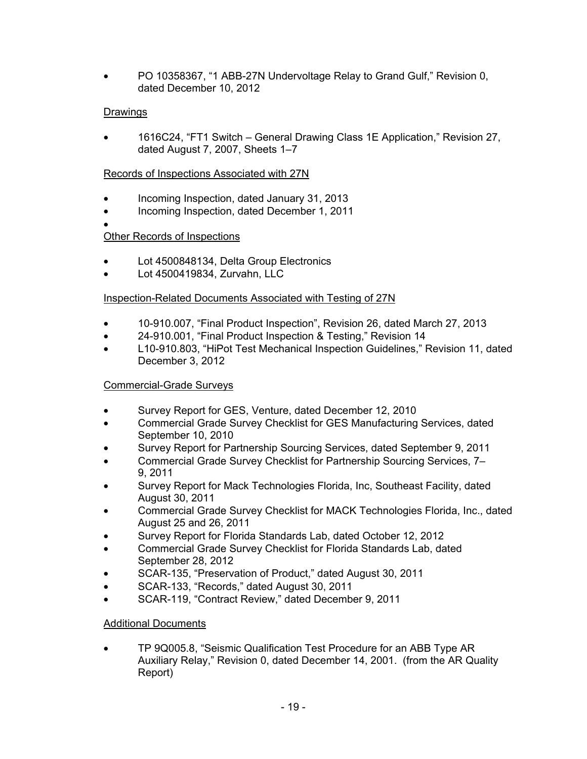- PO 10358367, "1 ABB-27N Undervoltage Relay to Grand Gulf," Revision 0, dated December 10, 2012

Drawings

- 1616C24, "FT1 Switch – General Drawing Class 1E Application," Revision 27, dated August 7, 2007, Sheets 1–7

Records of Inspections Associated with 27N

- Incoming Inspection, dated January 31, 2013
- Incoming Inspection, dated December 1, 2011
-

Other Records of Inspections

- Lot 4500848134, Delta Group Electronics
- Lot 4500419834, Zurvahn, LLC

Inspection-Related Documents Associated with Testing of 27N

- 10-910.007, "Final Product Inspection", Revision 26, dated March 27, 2013
- 24-910.001, "Final Product Inspection & Testing," Revision 14
- L10-910.803, "HiPot Test Mechanical Inspection Guidelines," Revision 11, dated December 3, 2012

Commercial-Grade Surveys

- Survey Report for GES, Venture, dated December 12, 2010
- Commercial Grade Survey Checklist for GES Manufacturing Services, dated September 10, 2010
- Survey Report for Partnership Sourcing Services, dated September 9, 2011
- Commercial Grade Survey Checklist for Partnership Sourcing Services, 7–9, 2011
- Survey Report for Mack Technologies Florida, Inc, Southeast Facility, dated August 30, 2011
- Commercial Grade Survey Checklist for MACK Technologies Florida, Inc., dated August 25 and 26, 2011
- Survey Report for Florida Standards Lab, dated October 12, 2012
- Commercial Grade Survey Checklist for Florida Standards Lab, dated September 28, 2012
- SCAR-135, "Preservation of Product," dated August 30, 2011
- SCAR-133, "Records," dated August 30, 2011
- SCAR-119, "Contract Review," dated December 9, 2011

Additional Documents

- TP 9Q005.8, "Seismic Qualification Test Procedure for an ABB Type AR Auxiliary Relay," Revision 0, dated December 14, 2001. (from the AR Quality Report)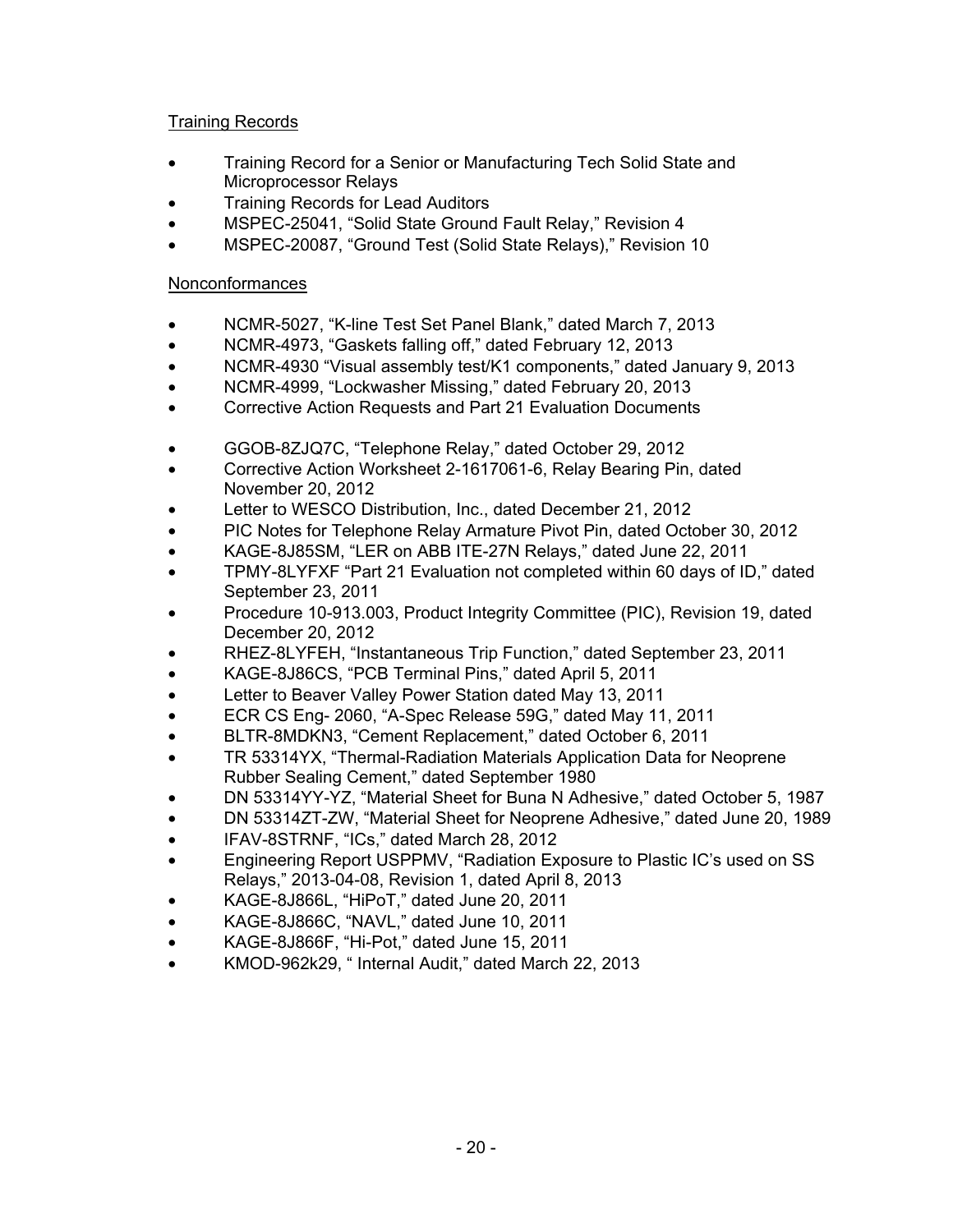Training Records

- Training Record for a Senior or Manufacturing Tech Solid State and Microprocessor Relays
- Training Records for Lead Auditors
- MSPEC-25041, “Solid State Ground Fault Relay,” Revision 4
- MSPEC-20087, “Ground Test (Solid State Relays),” Revision 10

Nonconformances

- NCMR-5027, “K-line Test Set Panel Blank,” dated March 7, 2013
- NCMR-4973, “Gaskets falling off,” dated February 12, 2013
- NCMR-4930 “Visual assembly test/K1 components,” dated January 9, 2013
- NCMR-4999, “Lockwasher Missing,” dated February 20, 2013
- Corrective Action Requests and Part 21 Evaluation Documents

- GGOB-8ZJQ7C, “Telephone Relay,” dated October 29, 2012
- Corrective Action Worksheet 2-1617061-6, Relay Bearing Pin, dated November 20, 2012
- Letter to WESCO Distribution, Inc., dated December 21, 2012
- PIC Notes for Telephone Relay Armature Pivot Pin, dated October 30, 2012
- KAGE-8J85SM, “LER on ABB ITE-27N Relays,” dated June 22, 2011
- TPMY-8LYFXF “Part 21 Evaluation not completed within 60 days of ID,” dated September 23, 2011
- Procedure 10-913.003, Product Integrity Committee (PIC), Revision 19, dated December 20, 2012
- RHEZ-8LYFEH, “Instantaneous Trip Function,” dated September 23, 2011
- KAGE-8J86CS, “PCB Terminal Pins,” dated April 5, 2011
- Letter to Beaver Valley Power Station dated May 13, 2011
- ECR CS Eng- 2060, “A-Spec Release 59G,” dated May 11, 2011
- BLTR-8MDKN3, “Cement Replacement,” dated October 6, 2011
- TR 53314YX, “Thermal-Radiation Materials Application Data for Neoprene Rubber Sealing Cement,” dated September 1980
- DN 53314YY-YZ, “Material Sheet for Buna N Adhesive,” dated October 5, 1987
- DN 53314ZT-ZW, “Material Sheet for Neoprene Adhesive,” dated June 20, 1989
- IFAV-8STRNF, “ICs,” dated March 28, 2012
- Engineering Report USPPMV, “Radiation Exposure to Plastic IC’s used on SS Relays,” 2013-04-08, Revision 1, dated April 8, 2013
- KAGE-8J866L, “HiPoT,” dated June 20, 2011
- KAGE-8J866C, “NAVL,” dated June 10, 2011
- KAGE-8J866F, “Hi-Pot,” dated June 15, 2011
- KMOD-962k29, “ Internal Audit,” dated March 22, 2013